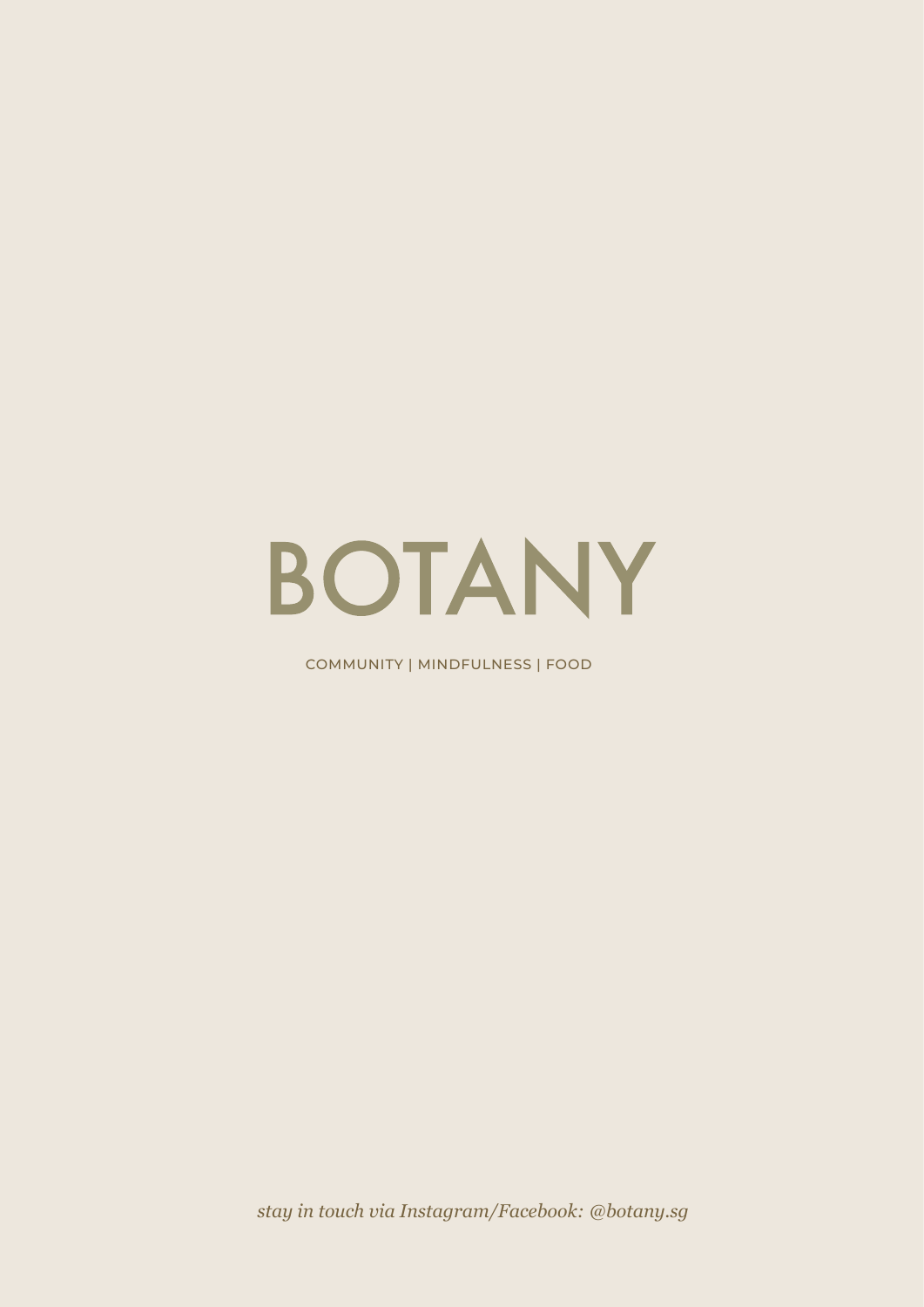# BOTANY

COMMUNITY | MINDFULNESS | FOOD

*stay in touch via Instagram/Facebook: @botany.sg*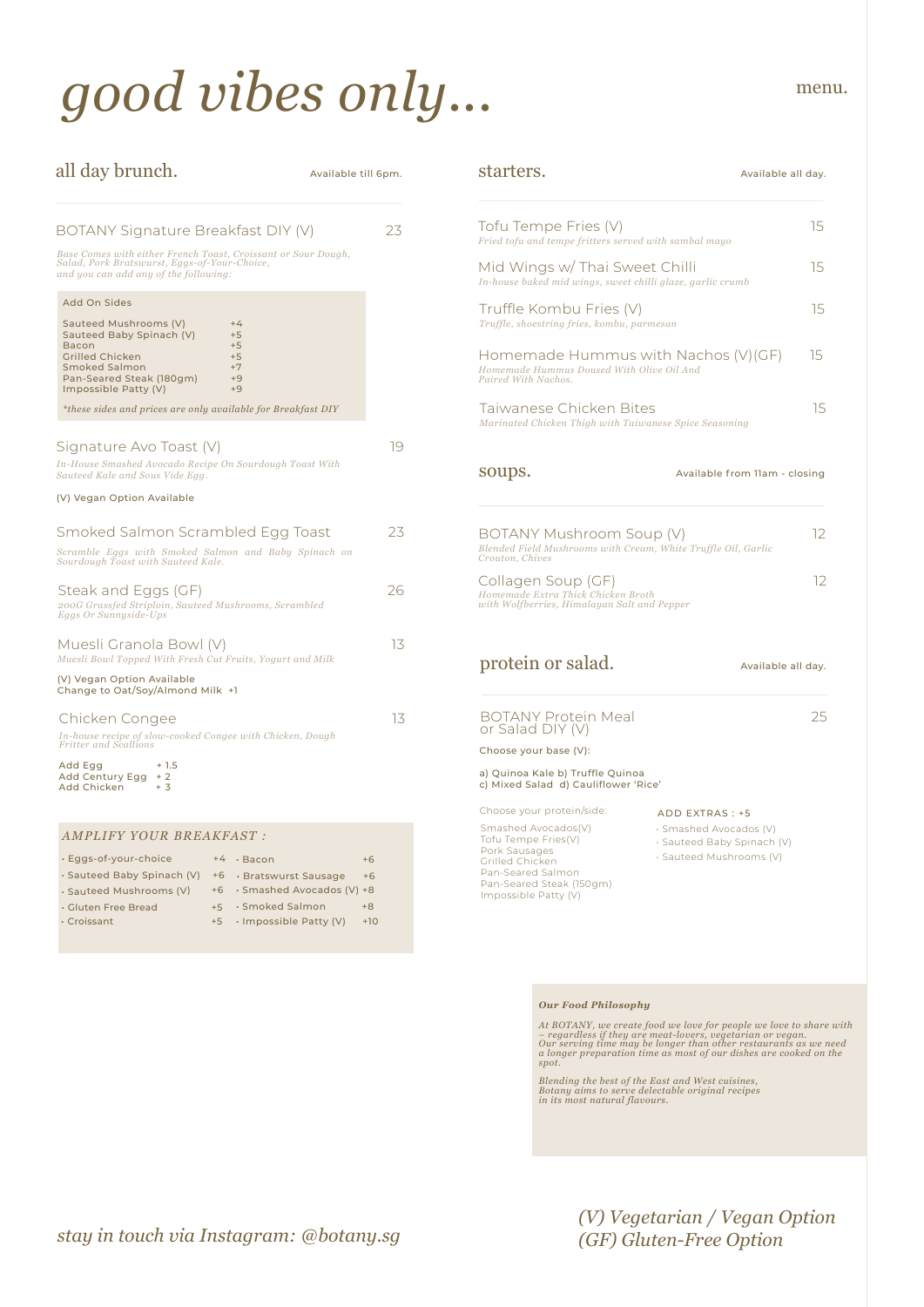# good vibes only...

menu.

## all day brunch.

Available till 6pm.

### BOTANY Signature Breakfast DIY (V) — 23

*Base Comes with either French Toast, Croissant or Sour Dough, Salad, Pork Bratswurst, Eggs-of-Your-Choice, and you can add any of the following:*

**Add On Sides**

| Item | Price |
|---|---|
| Sauteed Mushrooms (V) | +4 |
| Sauteed Baby Spinach (V) | +5 |
| Bacon | +5 |
| Grilled Chicken | +5 |
| Smoked Salmon | +7 |
| Pan-Seared Steak (180gm) | +9 |
| Impossible Patty (V) | +9 |

*\*these sides and prices are only available for Breakfast DIY*

### Signature Avo Toast (V) — 19

*In-House Smashed Avocado Recipe On Sourdough Toast With Sauteed Kale and Sous Vide Egg.*

(V) Vegan Option Available

### Smoked Salmon Scrambled Egg Toast — 23

*Scramble Eggs with Smoked Salmon and Baby Spinach on Sourdough Toast with Sauteed Kale.*

### Steak and Eggs (GF) — 26

*200G Grassfed Striploin, Sauteed Mushrooms, Scrambled Eggs Or Sunnyside-Ups*

### Muesli Granola Bowl (V) — 13

*Muesli Bowl Topped With Fresh Cut Fruits, Yogurt and Milk*

(V) Vegan Option Available
Change to Oat/Soy/Almond Milk +1

### Chicken Congee — 13

*In-house recipe of slow-cooked Congee with Chicken, Dough Fritter and Scallions*

| Item | Price |
|---|---|
| Add Egg | + 1.5 |
| Add Century Egg | + 2 |
| Add Chicken | + 3 |

**AMPLIFY YOUR BREAKFAST :**

| Item | Price | Item | Price |
|---|---|---|---|
| Eggs-of-your-choice | +4 | Bacon | +6 |
| Sauteed Baby Spinach (V) | +6 | Bratswurst Sausage | +6 |
| Sauteed Mushrooms (V) | +6 | Smashed Avocados (V) | +8 |
| Gluten Free Bread | +5 | Smoked Salmon | +8 |
| Croissant | +5 | Impossible Patty (V) | +10 |

## starters.

Available all day.

### Tofu Tempe Fries (V) — 15

*Fried tofu and tempe fritters served with sambal mayo*

### Mid Wings w/ Thai Sweet Chilli — 15

*In-house baked mid wings, sweet chilli glaze, garlic crumb*

### Truffle Kombu Fries (V) — 15

*Truffle, shoestring fries, kombu, parmesan*

### Homemade Hummus with Nachos (V)(GF) — 15

*Homemade Hummus Doused With Olive Oil And Paired With Nachos.*

### Taiwanese Chicken Bites — 15

*Marinated Chicken Thigh with Taiwanese Spice Seasoning*

## soups.

Available from 11am - closing

### BOTANY Mushroom Soup (V) — 12

*Blended Field Mushrooms with Cream, White Truffle Oil, Garlic Crouton, Chives*

### Collagen Soup (GF) — 12

*Homemade Extra Thick Chicken Broth with Wolfberries, Himalayan Salt and Pepper*

## protein or salad.

Available all day.

### BOTANY Protein Meal or Salad DIY (V) — 25

Choose your base (V):

a) Quinoa Kale b) Truffle Quinoa
c) Mixed Salad d) Cauliflower 'Rice'

Choose your protein/side:

- Smashed Avocados(V)
- Tofu Tempe Fries(V)
- Pork Sausages
- Grilled Chicken
- Pan-Seared Salmon
- Pan-Seared Steak (150gm)
- Impossible Patty (V)

ADD EXTRAS : +5

- Smashed Avocados (V)
- Sauteed Baby Spinach (V)
- Sauteed Mushrooms (V)

***Our Food Philosophy***

*At BOTANY, we create food we love for people we love to share with – regardless if they are meat-lovers, vegetarian or vegan. Our serving time may be longer than other restaurants as we need a longer preparation time as most of our dishes are cooked on the spot.*

*Blending the best of the East and West cuisines, Botany aims to serve delectable original recipes in its most natural flavours.*

*stay in touch via Instagram: @botany.sg*

*(V) Vegetarian / Vegan Option*
*(GF) Gluten-Free Option*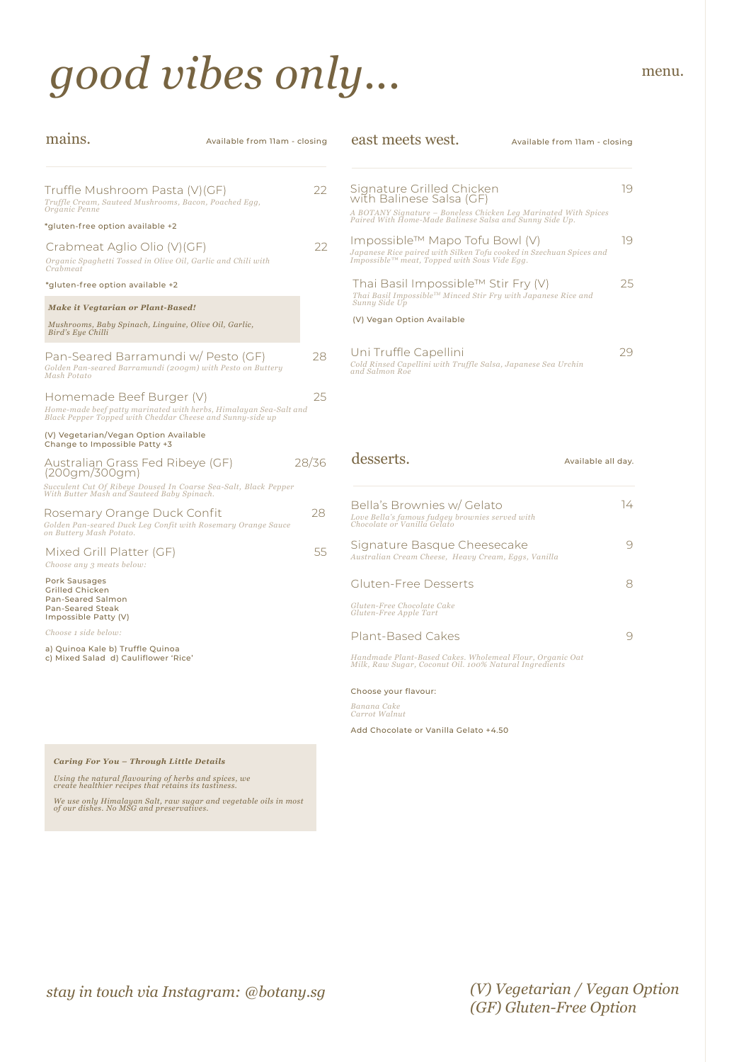# good vibes only...

menu.

## mains.

Available from 11am - closing

**Truffle Mushroom Pasta (V)(GF)** — 22

*Truffle Cream, Sauteed Mushrooms, Bacon, Poached Egg, Organic Penne*

*gluten-free option available +2

**Crabmeat Aglio Olio (V)(GF)** — 22

*Organic Spaghetti Tossed in Olive Oil, Garlic and Chili with Crabmeat*

*gluten-free option available +2

***Make it Vegtarian or Plant-Based!***

*Mushrooms, Baby Spinach, Linguine, Olive Oil, Garlic, Bird's Eye Chilli*

**Pan-Seared Barramundi w/ Pesto (GF)** — 28

*Golden Pan-seared Barramundi (200gm) with Pesto on Buttery Mash Potato*

**Homemade Beef Burger (V)** — 25

*Home-made beef patty marinated with herbs, Himalayan Sea-Salt and Black Pepper Topped with Cheddar Cheese and Sunny-side up*

(V) Vegetarian/Vegan Option Available
Change to Impossible Patty +3

**Australian Grass Fed Ribeye (GF) (200gm/300gm)** — 28/36

*Succulent Cut Of Ribeye Doused In Coarse Sea-Salt, Black Pepper With Butter Mash and Sauteed Baby Spinach.*

**Rosemary Orange Duck Confit** — 28

*Golden Pan-seared Duck Leg Confit with Rosemary Orange Sauce on Buttery Mash Potato.*

**Mixed Grill Platter (GF)** — 55

*Choose any 3 meats below:*

Pork Sausages
Grilled Chicken
Pan-Seared Salmon
Pan-Seared Steak
Impossible Patty (V)

*Choose 1 side below:*

a) Quinoa Kale b) Truffle Quinoa
c) Mixed Salad d) Cauliflower 'Rice'

***Caring For You – Through Little Details***

*Using the natural flavouring of herbs and spices, we create healthier recipes that retains its tastiness.*

*We use only Himalayan Salt, raw sugar and vegetable oils in most of our dishes. No MSG and preservatives.*

## east meets west.

Available from 11am - closing

**Signature Grilled Chicken with Balinese Salsa (GF)** — 19

*A BOTANY Signature – Boneless Chicken Leg Marinated With Spices Paired With Home-Made Balinese Salsa and Sunny Side Up.*

**Impossible™ Mapo Tofu Bowl (V)** — 19

*Japanese Rice paired with Silken Tofu cooked in Szechuan Spices and Impossible™ meat, Topped with Sous Vide Egg.*

**Thai Basil Impossible™ Stir Fry (V)** — 25

*Thai Basil Impossible™ Minced Stir Fry with Japanese Rice and Sunny Side Up*

(V) Vegan Option Available

**Uni Truffle Capellini** — 29

*Cold Rinsed Capellini with Truffle Salsa, Japanese Sea Urchin and Salmon Roe*

## desserts.

Available all day.

**Bella's Brownies w/ Gelato** — 14

*Love Bella's famous fudgey brownies served with Chocolate or Vanilla Gelato*

**Signature Basque Cheesecake** — 9

*Australian Cream Cheese, Heavy Cream, Eggs, Vanilla*

**Gluten-Free Desserts** — 8

*Gluten-Free Chocolate Cake*
*Gluten-Free Apple Tart*

**Plant-Based Cakes** — 9

*Handmade Plant-Based Cakes. Wholemeal Flour, Organic Oat Milk, Raw Sugar, Coconut Oil. 100% Natural Ingredients*

Choose your flavour:

*Banana Cake*
*Carrot Walnut*

Add Chocolate or Vanilla Gelato +4.50

*stay in touch via Instagram: @botany.sg*

*(V) Vegetarian / Vegan Option*
*(GF) Gluten-Free Option*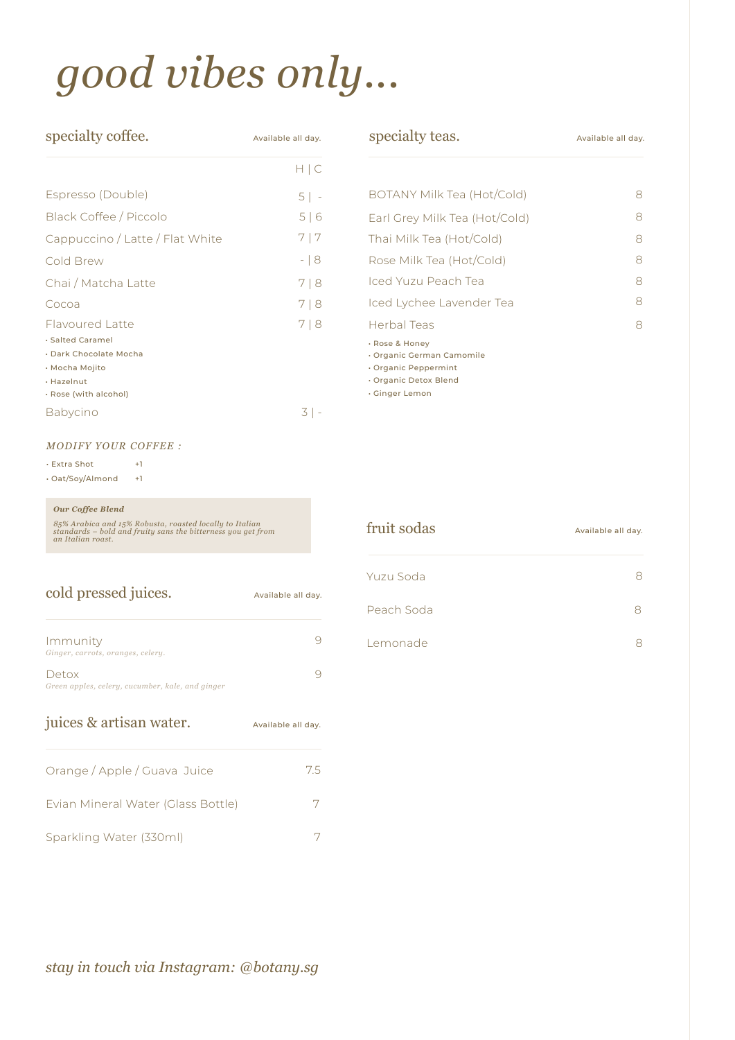# *good vibes only...*

## specialty coffee.

Available all day.

| | H \| C |
|---|---|
| Espresso (Double) | 5 \| - |
| Black Coffee / Piccolo | 5 \| 6 |
| Cappuccino / Latte / Flat White | 7 \| 7 |
| Cold Brew | - \| 8 |
| Chai / Matcha Latte | 7 \| 8 |
| Cocoa | 7 \| 8 |
| Flavoured Latte | 7 \| 8 |

- Salted Caramel
- Dark Chocolate Mocha
- Mocha Mojito
- Hazelnut
- Rose (with alcohol)

| | |
|---|---|
| Babycino | 3 \| - |

*MODIFY YOUR COFFEE :*

- Extra Shot +1
- Oat/Soy/Almond +1

***Our Coffee Blend***

*85% Arabica and 15% Robusta, roasted locally to Italian standards – bold and fruity sans the bitterness you get from an Italian roast.*

## cold pressed juices.

Available all day.

| | |
|---|---|
| Immunity<br>*Ginger, carrots, oranges, celery.* | 9 |
| Detox<br>*Green apples, celery, cucumber, kale, and ginger* | 9 |

## juices & artisan water.

Available all day.

| | |
|---|---|
| Orange / Apple / Guava Juice | 7.5 |
| Evian Mineral Water (Glass Bottle) | 7 |
| Sparkling Water (330ml) | 7 |

## specialty teas.

Available all day.

| | |
|---|---|
| BOTANY Milk Tea (Hot/Cold) | 8 |
| Earl Grey Milk Tea (Hot/Cold) | 8 |
| Thai Milk Tea (Hot/Cold) | 8 |
| Rose Milk Tea (Hot/Cold) | 8 |
| Iced Yuzu Peach Tea | 8 |
| Iced Lychee Lavender Tea | 8 |
| Herbal Teas | 8 |

- Rose & Honey
- Organic German Camomile
- Organic Peppermint
- Organic Detox Blend
- Ginger Lemon

## fruit sodas

Available all day.

| | |
|---|---|
| Yuzu Soda | 8 |
| Peach Soda | 8 |
| Lemonade | 8 |

*stay in touch via Instagram: @botany.sg*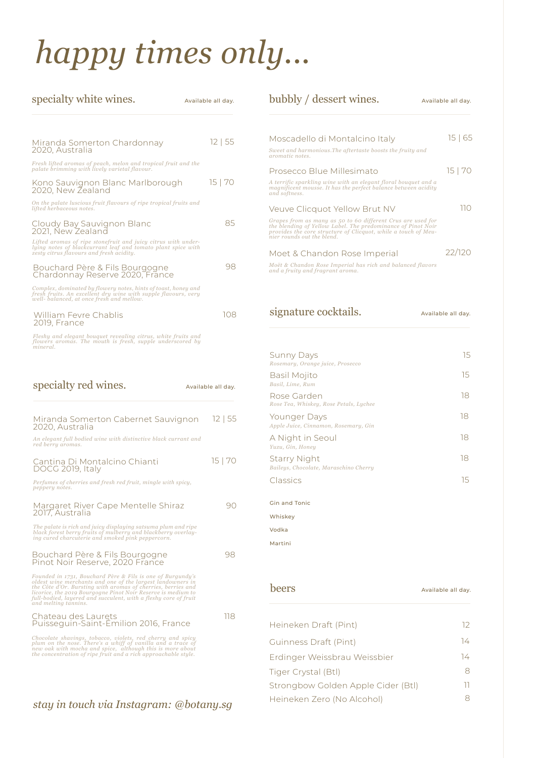# happy times only...

## specialty white wines.

Available all day.

**Miranda Somerton Chardonnay 2020, Australia** — 12 | 55

*Fresh lifted aromas of peach, melon and tropical fruit and the palate brimming with lively varietal flavour.*

**Kono Sauvignon Blanc Marlborough 2020, New Zealand** — 15 | 70

*On the palate luscious fruit flavours of ripe tropical fruits and lifted herbaceous notes.*

**Cloudy Bay Sauvignon Blanc 2021, New Zealand** — 85

*Lifted aromas of ripe stonefruit and juicy citrus with underlying notes of blackcurrant leaf and tomato plant spice with zesty citrus flavours and fresh acidity.*

**Bouchard Père & Fils Bourgogne Chardonnay Reserve 2020, France** — 98

*Complex, dominated by flowery notes, hints of toast, honey and fresh fruits. An excellent dry wine with supple flavours, very well- balanced, at once fresh and mellow.*

**William Fevre Chablis 2019, France** — 108

*Fleshy and elegant bouquet revealing citrus, white fruits and flowers aromas. The mouth is fresh, supple underscored by mineral.*

## specialty red wines.

Available all day.

**Miranda Somerton Cabernet Sauvignon 2020, Australia** — 12 | 55

*An elegant full bodied wine with distinctive black currant and red berry aromas.*

**Cantina Di Montalcino Chianti DOCG 2019, Italy** — 15 | 70

*Perfumes of cherries and fresh red fruit, mingle with spicy, peppery notes.*

**Margaret River Cape Mentelle Shiraz 2017, Australia** — 90

*The palate is rich and juicy displaying satsuma plum and ripe black forest berry fruits of mulberry and blackberry overlaying cured charcuterie and smoked pink peppercorn.*

**Bouchard Père & Fils Bourgogne Pinot Noir Reserve, 2020 France** — 98

*Founded in 1731, Bouchard Père & Fils is one of Burgundy's oldest wine merchants and one of the largest landowners in the Côte d'Or. Bursting with aromas of cherries, berries and licorice, the 2019 Bourgogne Pinot Noir Reserve is medium to full-bodied, layered and succulent, with a fleshy core of fruit and melting tannins.*

**Chateau des Laurets Puisseguin-Saint-Emilion 2016, France** — 118

*Chocolate shavings, tobacco, violets, red cherry and spicy plum on the nose. There's a whiff of vanilla and a trace of new oak with mocha and spice, although this is more about the concentration of ripe fruit and a rich approachable style.*

*stay in touch via Instagram: @botany.sg*

## bubbly / dessert wines.

Available all day.

**Moscadello di Montalcino Italy** — 15 | 65

*Sweet and harmonious.The aftertaste boosts the fruity and aromatic notes.*

**Prosecco Blue Millesimato** — 15 | 70

*A terrific sparkling wine with an elegant floral bouquet and a magnificent mousse. It has the perfect balance between acidity and softness.*

**Veuve Clicquot Yellow Brut NV** — 110

*Grapes from as many as 50 to 60 different Crus are used for the blending of Yellow Label. The predominance of Pinot Noir provides the core structure of Clicquot, while a touch of Meunier rounds out the blend.*

**Moet & Chandon Rose Imperial** — 22/120

*Moët & Chandon Rose Imperial has rich and balanced flavors and a fruity and fragrant aroma.*

## signature cocktails.

Available all day.

**Sunny Days** — 15
*Rosemary, Orange juice, Prosecco*

**Basil Mojito** — 15
*Basil, Lime, Rum*

**Rose Garden** — 18
*Rose Tea, Whiskey, Rose Petals, Lychee*

**Younger Days** — 18
*Apple Juice, Cinnamon, Rosemary, Gin*

**A Night in Seoul** — 18
*Yuzu, Gin, Honey*

**Starry Night** — 18
*Baileys, Chocolate, Maraschino Cherry*

**Classics** — 15

- Gin and Tonic
- Whiskey
- Vodka
- Martini

## beers

Available all day.

| | |
|---|---|
| Heineken Draft (Pint) | 12 |
| Guinness Draft (Pint) | 14 |
| Erdinger Weissbrau Weissbier | 14 |
| Tiger Crystal (Btl) | 8 |
| Strongbow Golden Apple Cider (Btl) | 11 |
| Heineken Zero (No Alcohol) | 8 |